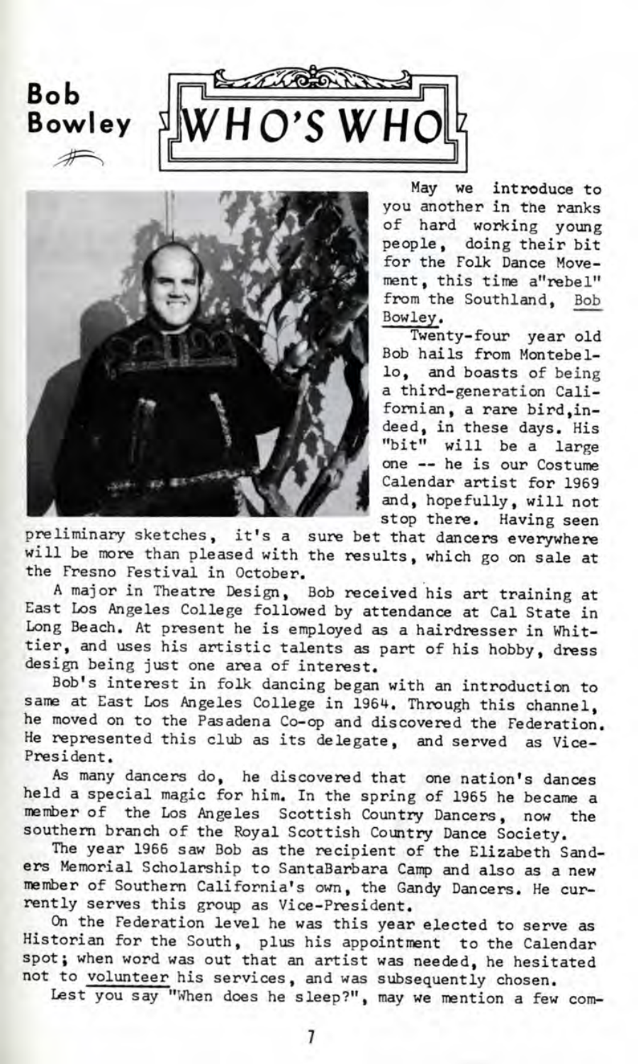# Bob Bowley

## WHO'S WHO

May we introduce to you another in the ranks of hard working young people, doing their bit for the Folk Dance Movement, this time a"rebel" from the Southland, Bob Bowley.

Twenty-four year old Bob hails from Montebello, and boasts of being a third-generation Californian, a rare bird,indeed, in these days. His "bit" will be a large one -- he is our Costume Calendar artist for 1969 and, hopefully, will not stop there. Having seen preliminary sketches, it's a sure bet that dancers everywhere will be more than pleased with the results, which go on sale at the Fresno Festival in October.

A major in Theatre Design, Bob received his art training at East Los Angeles College followed by attendance at Cal State in Long Beach. At present he is employed as a hairdresser in Whittier, and uses his artistic talents as part of his hobby, dress design being just one area of interest.

Bob's interest in folk dancing began with an introduction to same at East Los Angeles College in 1964. Through this channel, he moved on to the Pasadena Co-op and discovered the Federation. He represented this club as its delegate, and served as Vice-President.

As many dancers do, he discovered that one nation's dances held a special magic for him. In the spring of 1965 he became a member of the Los Angeles Scottish Country Dancers, now the southern branch of the Royal Scottish Country Dance Society.

The year 1966 saw Bob as the recipient of the Elizabeth Sanders Memorial Scholarship to SantaBarbara Camp and also as a new member of Southern California's own, the Gandy Dancers. He currently serves this group as Vice-President.

On the Federation level he was this year elected to serve as Historian for the South, plus his appointment to the Calendar spot; when word was out that an artist was needed, he hesitated not to volunteer his services, and was subsequently chosen.

Lest you say "When does he sleep?", may we mention a few com-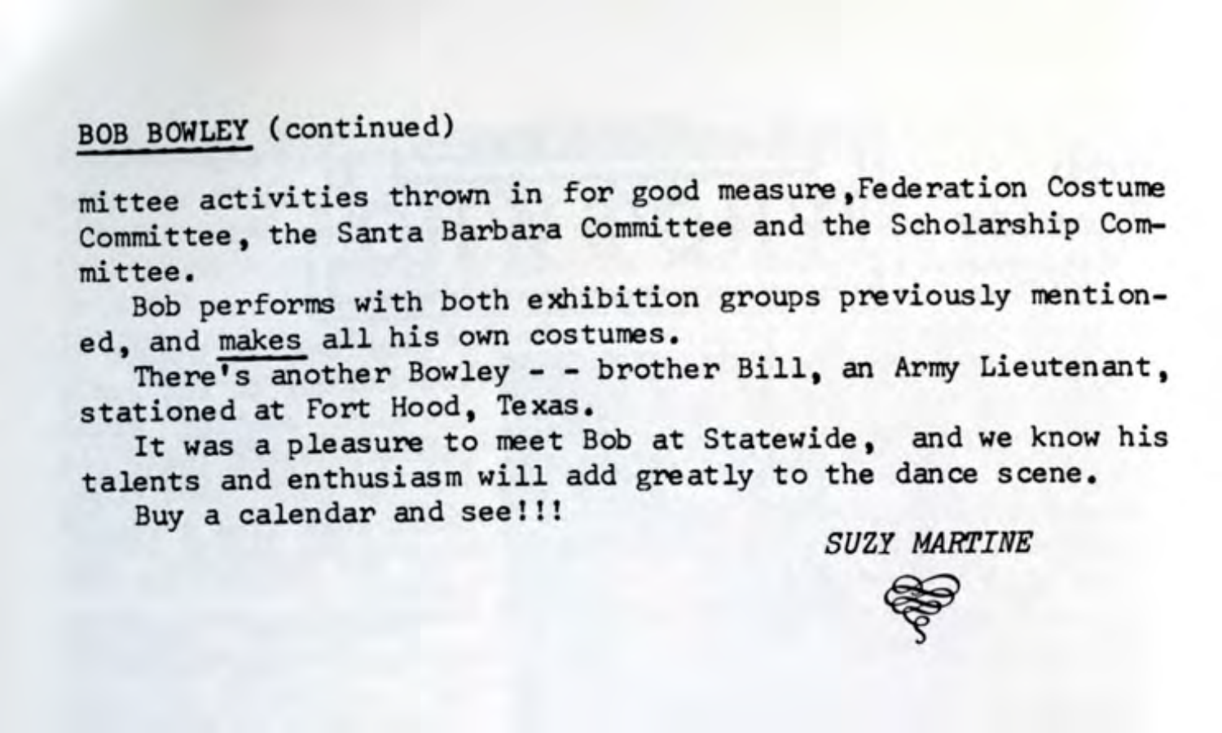<u>BOB BOWLEY</u> (continued)

mittee activities thrown in for good measure,Federation Costume Committee, the Santa Barbara Committee and the Scholarship Committee.

Bob performs with both exhibition groups previously mentioned, and <u>makes</u> all his own costumes.

There's another Bowley - - brother Bill, an Army Lieutenant, stationed at Fort Hood, Texas.

It was a pleasure to meet Bob at Statewide, and we know his talents and enthusiasm will add greatly to the dance scene.

Buy a calendar and see!!!

*SUZY MARTINE*